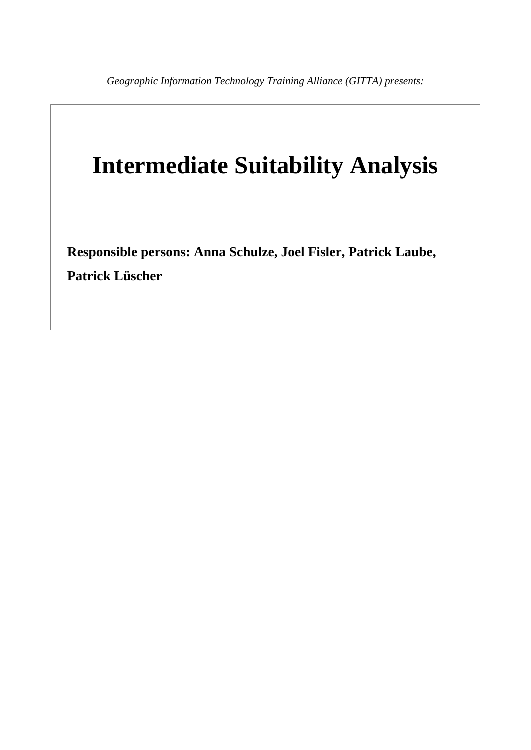*Geographic Information Technology Training Alliance (GITTA) presents:*

# Intermediate Suitability Analysis

**Responsible persons: Anna Schulze, Joel Fisler, Patrick Laube, Patrick Lüscher**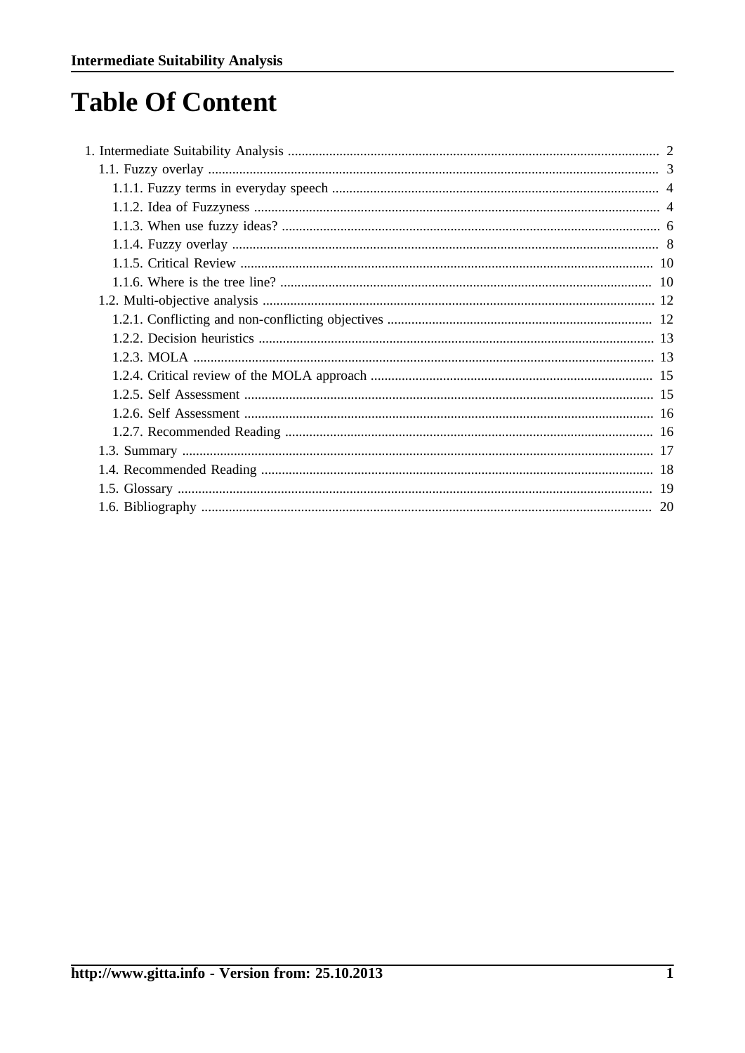# Table Of Content

- 1. Intermediate Suitability Analysis ... 2
  - 1.1. Fuzzy overlay ... 3
    - 1.1.1. Fuzzy terms in everyday speech ... 4
    - 1.1.2. Idea of Fuzzyness ... 4
    - 1.1.3. When use fuzzy ideas? ... 6
    - 1.1.4. Fuzzy overlay ... 8
    - 1.1.5. Critical Review ... 10
    - 1.1.6. Where is the tree line? ... 10
  - 1.2. Multi-objective analysis ... 12
    - 1.2.1. Conflicting and non-conflicting objectives ... 12
    - 1.2.2. Decision heuristics ... 13
    - 1.2.3. MOLA ... 13
    - 1.2.4. Critical review of the MOLA approach ... 15
    - 1.2.5. Self Assessment ... 15
    - 1.2.6. Self Assessment ... 16
    - 1.2.7. Recommended Reading ... 16
  - 1.3. Summary ... 17
  - 1.4. Recommended Reading ... 18
  - 1.5. Glossary ... 19
  - 1.6. Bibliography ... 20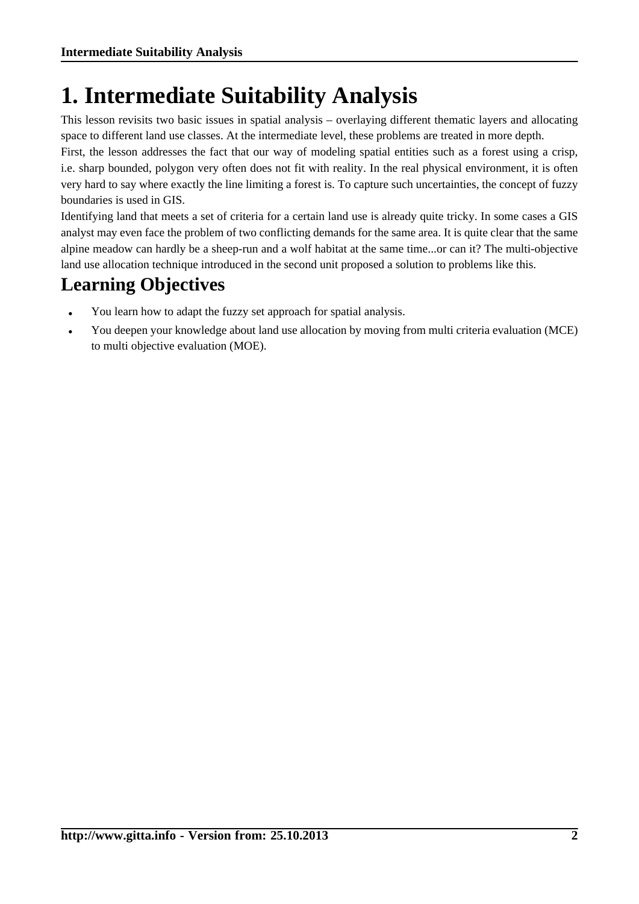# 1. Intermediate Suitability Analysis

This lesson revisits two basic issues in spatial analysis – overlaying different thematic layers and allocating space to different land use classes. At the intermediate level, these problems are treated in more depth.

First, the lesson addresses the fact that our way of modeling spatial entities such as a forest using a crisp, i.e. sharp bounded, polygon very often does not fit with reality. In the real physical environment, it is often very hard to say where exactly the line limiting a forest is. To capture such uncertainties, the concept of fuzzy boundaries is used in GIS.

Identifying land that meets a set of criteria for a certain land use is already quite tricky. In some cases a GIS analyst may even face the problem of two conflicting demands for the same area. It is quite clear that the same alpine meadow can hardly be a sheep-run and a wolf habitat at the same time...or can it? The multi-objective land use allocation technique introduced in the second unit proposed a solution to problems like this.

## Learning Objectives

- You learn how to adapt the fuzzy set approach for spatial analysis.
- You deepen your knowledge about land use allocation by moving from multi criteria evaluation (MCE) to multi objective evaluation (MOE).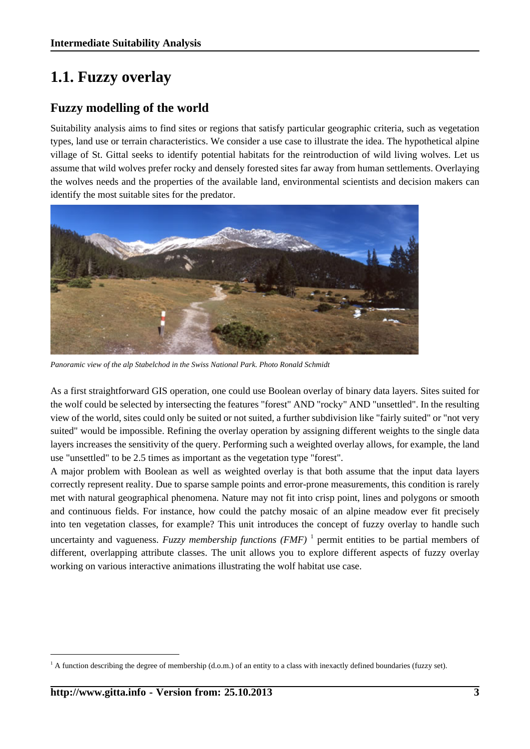# 1.1. Fuzzy overlay

## Fuzzy modelling of the world

Suitability analysis aims to find sites or regions that satisfy particular geographic criteria, such as vegetation types, land use or terrain characteristics. We consider a use case to illustrate the idea. The hypothetical alpine village of St. Gittal seeks to identify potential habitats for the reintroduction of wild living wolves. Let us assume that wild wolves prefer rocky and densely forested sites far away from human settlements. Overlaying the wolves needs and the properties of the available land, environmental scientists and decision makers can identify the most suitable sites for the predator.

*Panoramic view of the alp Stabelchod in the Swiss National Park. Photo Ronald Schmidt*

As a first straightforward GIS operation, one could use Boolean overlay of binary data layers. Sites suited for the wolf could be selected by intersecting the features "forest" AND "rocky" AND "unsettled". In the resulting view of the world, sites could only be suited or not suited, a further subdivision like "fairly suited" or "not very suited" would be impossible. Refining the overlay operation by assigning different weights to the single data layers increases the sensitivity of the query. Performing such a weighted overlay allows, for example, the land use "unsettled" to be 2.5 times as important as the vegetation type "forest".

A major problem with Boolean as well as weighted overlay is that both assume that the input data layers correctly represent reality. Due to sparse sample points and error-prone measurements, this condition is rarely met with natural geographical phenomena. Nature may not fit into crisp point, lines and polygons or smooth and continuous fields. For instance, how could the patchy mosaic of an alpine meadow ever fit precisely into ten vegetation classes, for example? This unit introduces the concept of fuzzy overlay to handle such uncertainty and vagueness. *Fuzzy membership functions (FMF)* [1] permit entities to be partial members of different, overlapping attribute classes. The unit allows you to explore different aspects of fuzzy overlay working on various interactive animations illustrating the wolf habitat use case.

[1] A function describing the degree of membership (d.o.m.) of an entity to a class with inexactly defined boundaries (fuzzy set).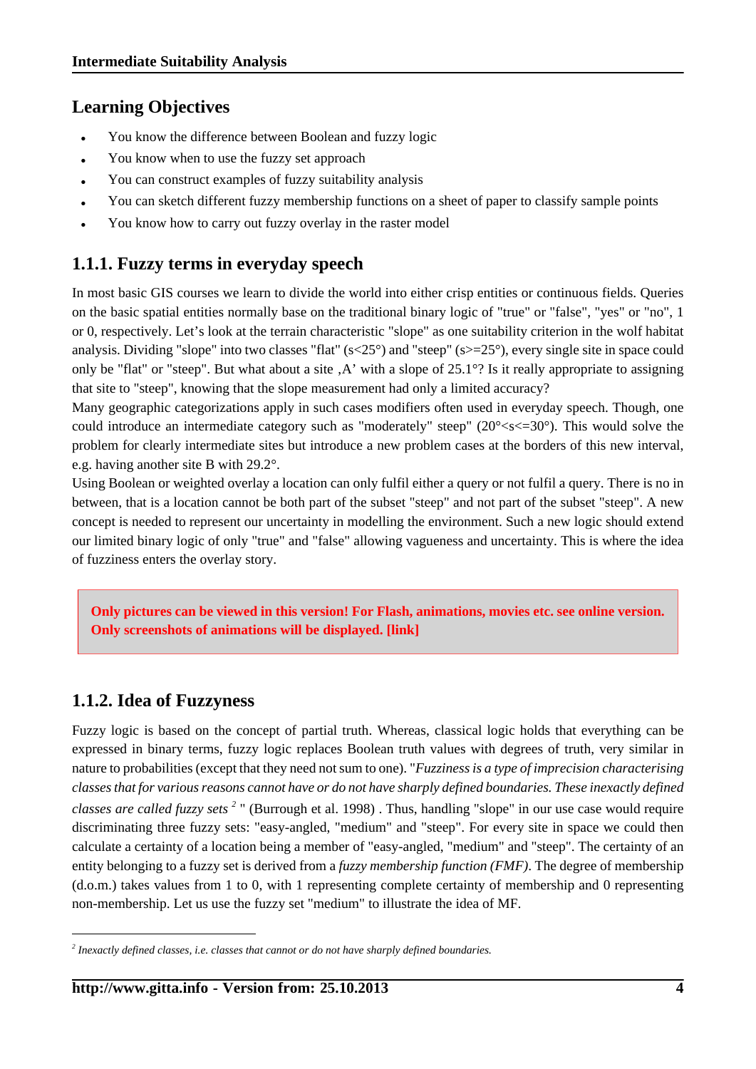## Learning Objectives

- You know the difference between Boolean and fuzzy logic
- You know when to use the fuzzy set approach
- You can construct examples of fuzzy suitability analysis
- You can sketch different fuzzy membership functions on a sheet of paper to classify sample points
- You know how to carry out fuzzy overlay in the raster model

## 1.1.1. Fuzzy terms in everyday speech

In most basic GIS courses we learn to divide the world into either crisp entities or continuous fields. Queries on the basic spatial entities normally base on the traditional binary logic of "true" or "false", "yes" or "no", 1 or 0, respectively. Let's look at the terrain characteristic "slope" as one suitability criterion in the wolf habitat analysis. Dividing "slope" into two classes "flat" (s<25°) and "steep" (s>=25°), every single site in space could only be "flat" or "steep". But what about a site ‚A' with a slope of 25.1°? Is it really appropriate to assigning that site to "steep", knowing that the slope measurement had only a limited accuracy?

Many geographic categorizations apply in such cases modifiers often used in everyday speech. Though, one could introduce an intermediate category such as "moderately" steep" (20°<s<=30°). This would solve the problem for clearly intermediate sites but introduce a new problem cases at the borders of this new interval, e.g. having another site B with 29.2°.

Using Boolean or weighted overlay a location can only fulfil either a query or not fulfil a query. There is no in between, that is a location cannot be both part of the subset "steep" and not part of the subset "steep". A new concept is needed to represent our uncertainty in modelling the environment. Such a new logic should extend our limited binary logic of only "true" and "false" allowing vagueness and uncertainty. This is where the idea of fuzziness enters the overlay story.

**Only pictures can be viewed in this version! For Flash, animations, movies etc. see online version. Only screenshots of animations will be displayed. [link]**

## 1.1.2. Idea of Fuzzyness

Fuzzy logic is based on the concept of partial truth. Whereas, classical logic holds that everything can be expressed in binary terms, fuzzy logic replaces Boolean truth values with degrees of truth, very similar in nature to probabilities (except that they need not sum to one). "*Fuzziness is a type of imprecision characterising classes that for various reasons cannot have or do not have sharply defined boundaries. These inexactly defined classes are called fuzzy sets* [2] " (Burrough et al. 1998) . Thus, handling "slope" in our use case would require discriminating three fuzzy sets: "easy-angled, "medium" and "steep". For every site in space we could then calculate a certainty of a location being a member of "easy-angled, "medium" and "steep". The certainty of an entity belonging to a fuzzy set is derived from a *fuzzy membership function (FMF)*. The degree of membership (d.o.m.) takes values from 1 to 0, with 1 representing complete certainty of membership and 0 representing non-membership. Let us use the fuzzy set "medium" to illustrate the idea of MF.

---

[2] *Inexactly defined classes, i.e. classes that cannot or do not have sharply defined boundaries.*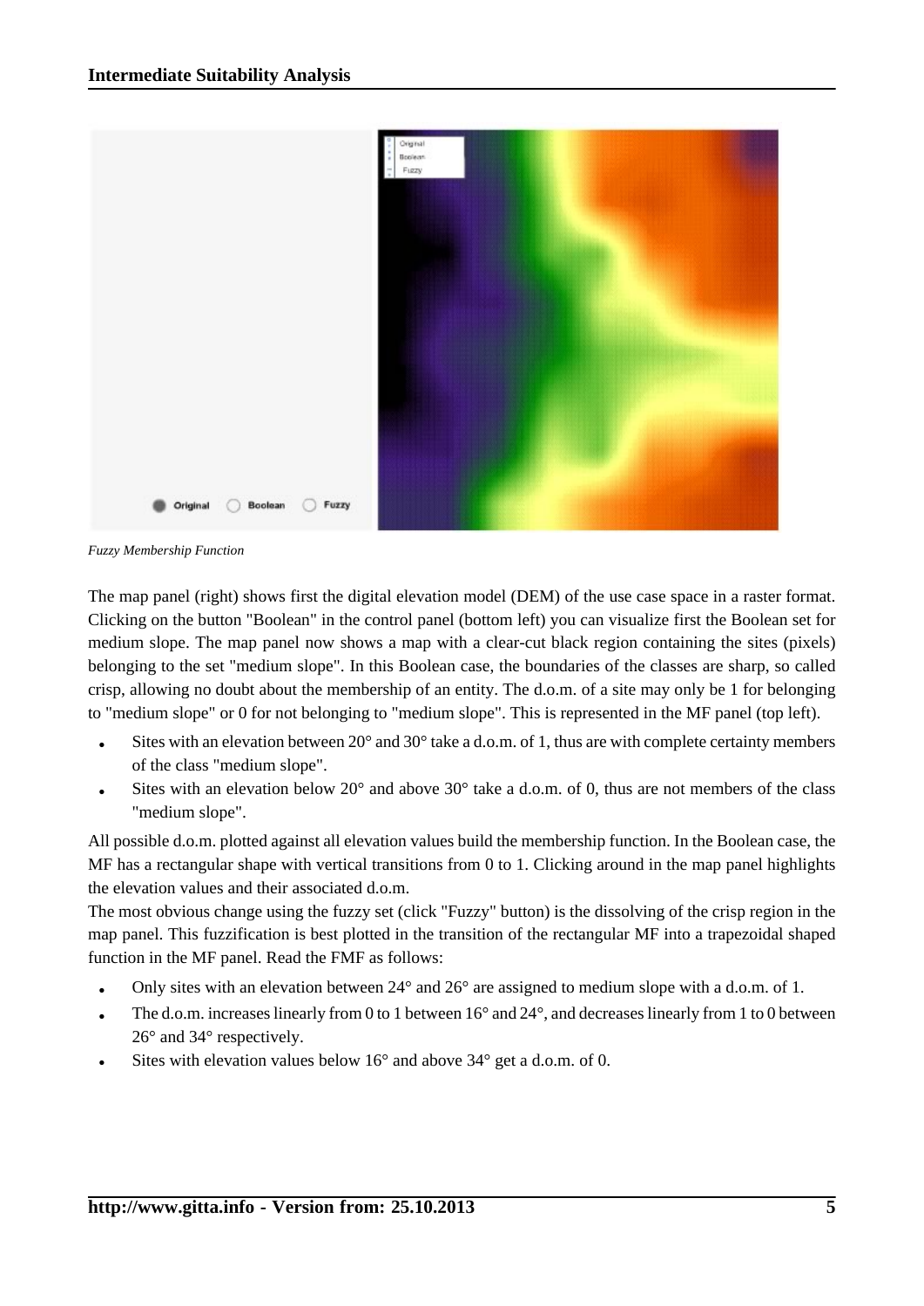*Fuzzy Membership Function*

The map panel (right) shows first the digital elevation model (DEM) of the use case space in a raster format. Clicking on the button "Boolean" in the control panel (bottom left) you can visualize first the Boolean set for medium slope. The map panel now shows a map with a clear-cut black region containing the sites (pixels) belonging to the set "medium slope". In this Boolean case, the boundaries of the classes are sharp, so called crisp, allowing no doubt about the membership of an entity. The d.o.m. of a site may only be 1 for belonging to "medium slope" or 0 for not belonging to "medium slope". This is represented in the MF panel (top left).

- Sites with an elevation between 20° and 30° take a d.o.m. of 1, thus are with complete certainty members of the class "medium slope".
- Sites with an elevation below 20° and above 30° take a d.o.m. of 0, thus are not members of the class "medium slope".

All possible d.o.m. plotted against all elevation values build the membership function. In the Boolean case, the MF has a rectangular shape with vertical transitions from 0 to 1. Clicking around in the map panel highlights the elevation values and their associated d.o.m.

The most obvious change using the fuzzy set (click "Fuzzy" button) is the dissolving of the crisp region in the map panel. This fuzzification is best plotted in the transition of the rectangular MF into a trapezoidal shaped function in the MF panel. Read the FMF as follows:

- Only sites with an elevation between 24° and 26° are assigned to medium slope with a d.o.m. of 1.
- The d.o.m. increases linearly from 0 to 1 between 16° and 24°, and decreases linearly from 1 to 0 between 26° and 34° respectively.
- Sites with elevation values below 16° and above 34° get a d.o.m. of 0.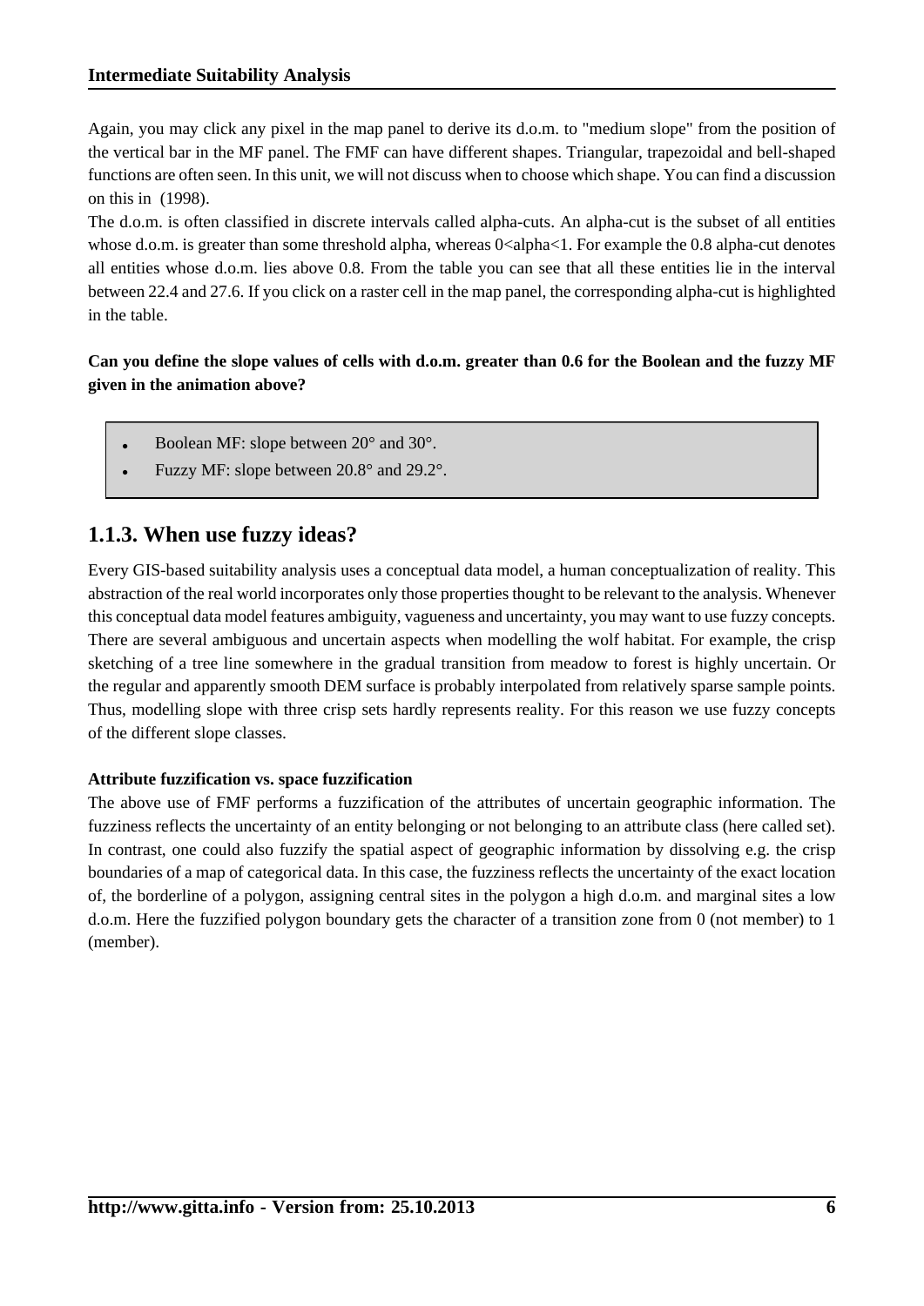Again, you may click any pixel in the map panel to derive its d.o.m. to "medium slope" from the position of the vertical bar in the MF panel. The FMF can have different shapes. Triangular, trapezoidal and bell-shaped functions are often seen. In this unit, we will not discuss when to choose which shape. You can find a discussion on this in (1998).

The d.o.m. is often classified in discrete intervals called alpha-cuts. An alpha-cut is the subset of all entities whose d.o.m. is greater than some threshold alpha, whereas 0<alpha<1. For example the 0.8 alpha-cut denotes all entities whose d.o.m. lies above 0.8. From the table you can see that all these entities lie in the interval between 22.4 and 27.6. If you click on a raster cell in the map panel, the corresponding alpha-cut is highlighted in the table.

**Can you define the slope values of cells with d.o.m. greater than 0.6 for the Boolean and the fuzzy MF given in the animation above?**

- Boolean MF: slope between 20° and 30°.
- Fuzzy MF: slope between 20.8° and 29.2°.

## 1.1.3. When use fuzzy ideas?

Every GIS-based suitability analysis uses a conceptual data model, a human conceptualization of reality. This abstraction of the real world incorporates only those properties thought to be relevant to the analysis. Whenever this conceptual data model features ambiguity, vagueness and uncertainty, you may want to use fuzzy concepts. There are several ambiguous and uncertain aspects when modelling the wolf habitat. For example, the crisp sketching of a tree line somewhere in the gradual transition from meadow to forest is highly uncertain. Or the regular and apparently smooth DEM surface is probably interpolated from relatively sparse sample points. Thus, modelling slope with three crisp sets hardly represents reality. For this reason we use fuzzy concepts of the different slope classes.

**Attribute fuzzification vs. space fuzzification**

The above use of FMF performs a fuzzification of the attributes of uncertain geographic information. The fuzziness reflects the uncertainty of an entity belonging or not belonging to an attribute class (here called set). In contrast, one could also fuzzify the spatial aspect of geographic information by dissolving e.g. the crisp boundaries of a map of categorical data. In this case, the fuzziness reflects the uncertainty of the exact location of, the borderline of a polygon, assigning central sites in the polygon a high d.o.m. and marginal sites a low d.o.m. Here the fuzzified polygon boundary gets the character of a transition zone from 0 (not member) to 1 (member).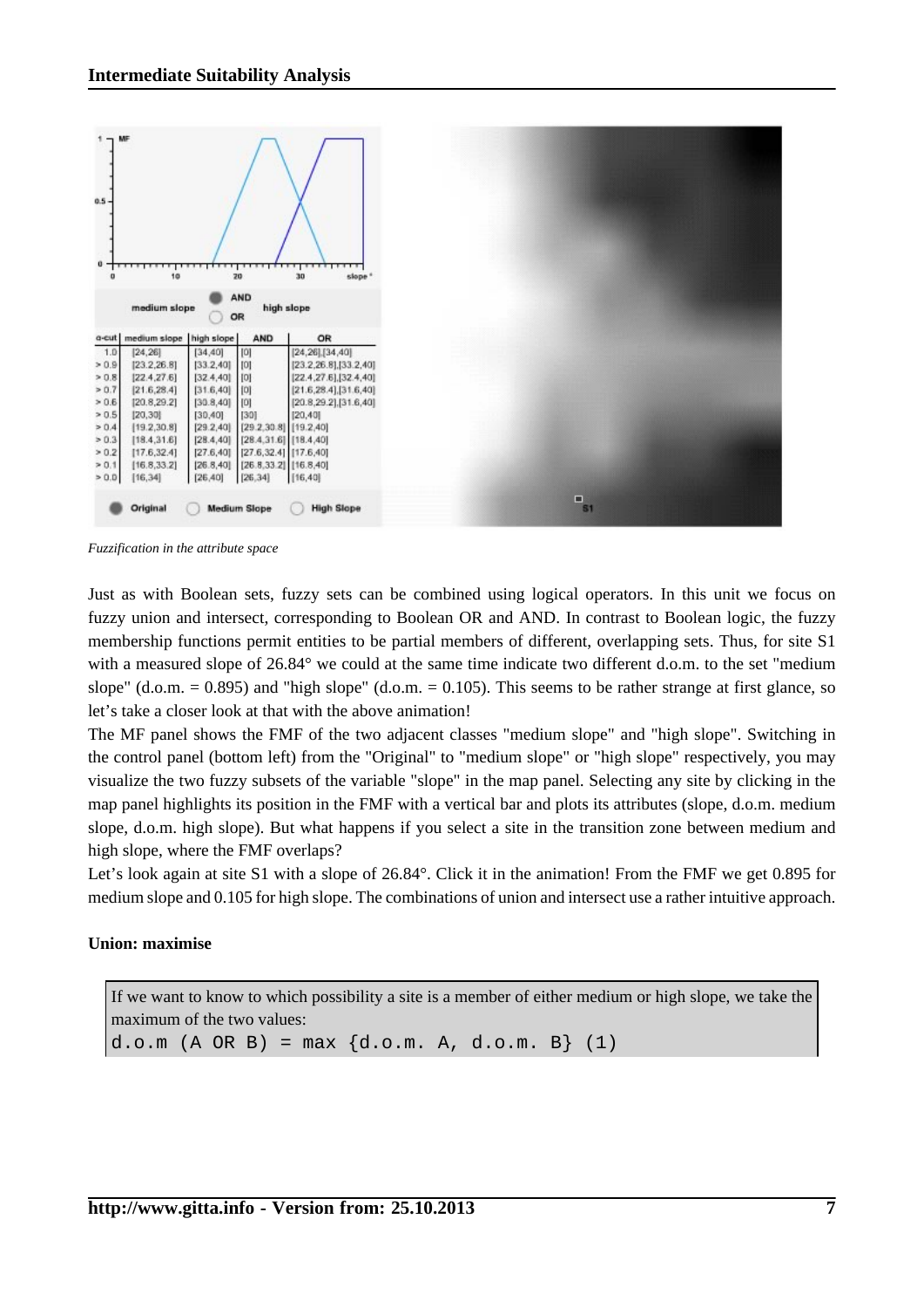*Fuzzification in the attribute space*

Just as with Boolean sets, fuzzy sets can be combined using logical operators. In this unit we focus on fuzzy union and intersect, corresponding to Boolean OR and AND. In contrast to Boolean logic, the fuzzy membership functions permit entities to be partial members of different, overlapping sets. Thus, for site S1 with a measured slope of 26.84° we could at the same time indicate two different d.o.m. to the set "medium slope" (d.o.m. = 0.895) and "high slope" (d.o.m. = 0.105). This seems to be rather strange at first glance, so let's take a closer look at that with the above animation!

The MF panel shows the FMF of the two adjacent classes "medium slope" and "high slope". Switching in the control panel (bottom left) from the "Original" to "medium slope" or "high slope" respectively, you may visualize the two fuzzy subsets of the variable "slope" in the map panel. Selecting any site by clicking in the map panel highlights its position in the FMF with a vertical bar and plots its attributes (slope, d.o.m. medium slope, d.o.m. high slope). But what happens if you select a site in the transition zone between medium and high slope, where the FMF overlaps?

Let's look again at site S1 with a slope of 26.84°. Click it in the animation! From the FMF we get 0.895 for medium slope and 0.105 for high slope. The combinations of union and intersect use a rather intuitive approach.

**Union: maximise**

If we want to know to which possibility a site is a member of either medium or high slope, we take the maximum of the two values:

```
d.o.m (A OR B) = max {d.o.m. A, d.o.m. B} (1)
```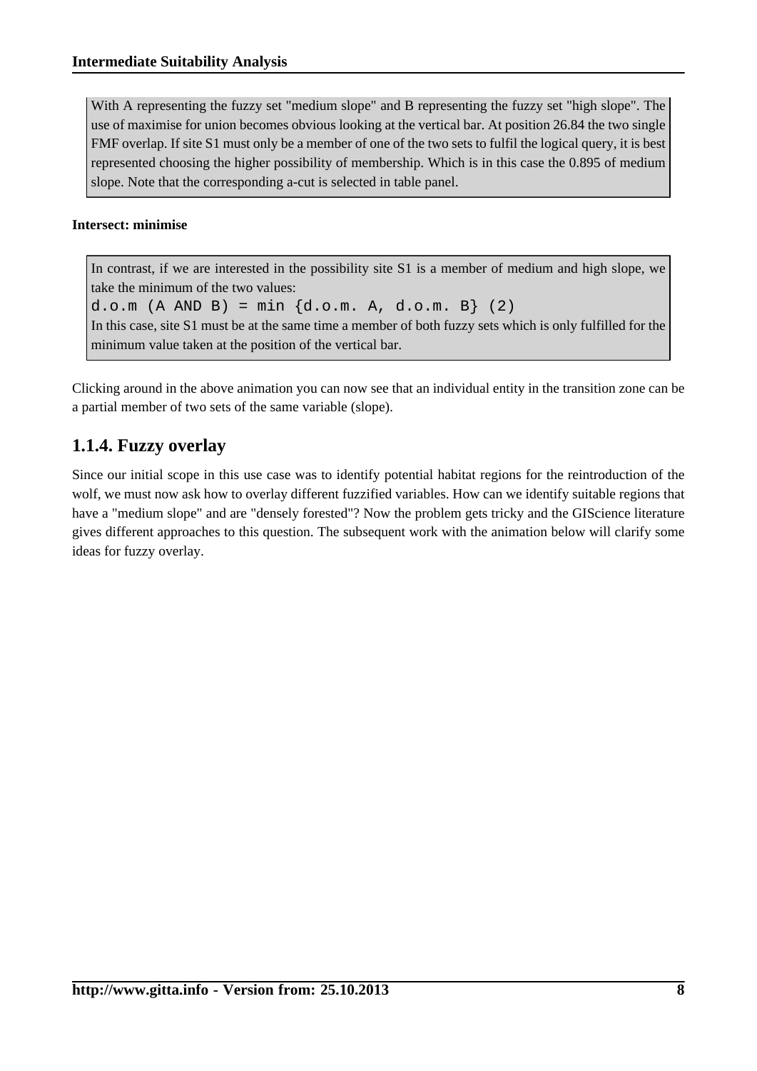With A representing the fuzzy set "medium slope" and B representing the fuzzy set "high slope". The use of maximise for union becomes obvious looking at the vertical bar. At position 26.84 the two single FMF overlap. If site S1 must only be a member of one of the two sets to fulfil the logical query, it is best represented choosing the higher possibility of membership. Which is in this case the 0.895 of medium slope. Note that the corresponding a-cut is selected in table panel.

**Intersect: minimise**

In contrast, if we are interested in the possibility site S1 is a member of medium and high slope, we take the minimum of the two values:

```
d.o.m (A AND B) = min {d.o.m. A, d.o.m. B} (2)
```

In this case, site S1 must be at the same time a member of both fuzzy sets which is only fulfilled for the minimum value taken at the position of the vertical bar.

Clicking around in the above animation you can now see that an individual entity in the transition zone can be a partial member of two sets of the same variable (slope).

## 1.1.4. Fuzzy overlay

Since our initial scope in this use case was to identify potential habitat regions for the reintroduction of the wolf, we must now ask how to overlay different fuzzified variables. How can we identify suitable regions that have a "medium slope" and are "densely forested"? Now the problem gets tricky and the GIScience literature gives different approaches to this question. The subsequent work with the animation below will clarify some ideas for fuzzy overlay.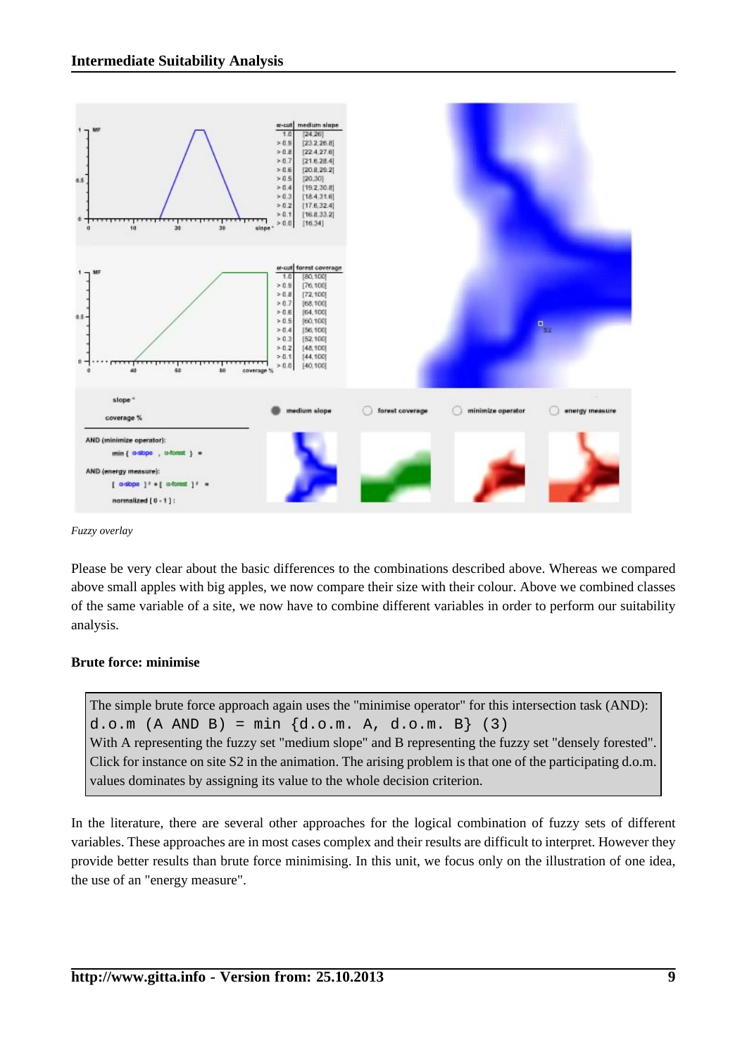*Fuzzy overlay*

Please be very clear about the basic differences to the combinations described above. Whereas we compared above small apples with big apples, we now compare their size with their colour. Above we combined classes of the same variable of a site, we now have to combine different variables in order to perform our suitability analysis.

### Brute force: minimise

The simple brute force approach again uses the "minimise operator" for this intersection task (AND):

```
d.o.m (A AND B) = min {d.o.m. A, d.o.m. B} (3)
```

With A representing the fuzzy set "medium slope" and B representing the fuzzy set "densely forested". Click for instance on site S2 in the animation. The arising problem is that one of the participating d.o.m. values dominates by assigning its value to the whole decision criterion.

In the literature, there are several other approaches for the logical combination of fuzzy sets of different variables. These approaches are in most cases complex and their results are difficult to interpret. However they provide better results than brute force minimising. In this unit, we focus only on the illustration of one idea, the use of an "energy measure".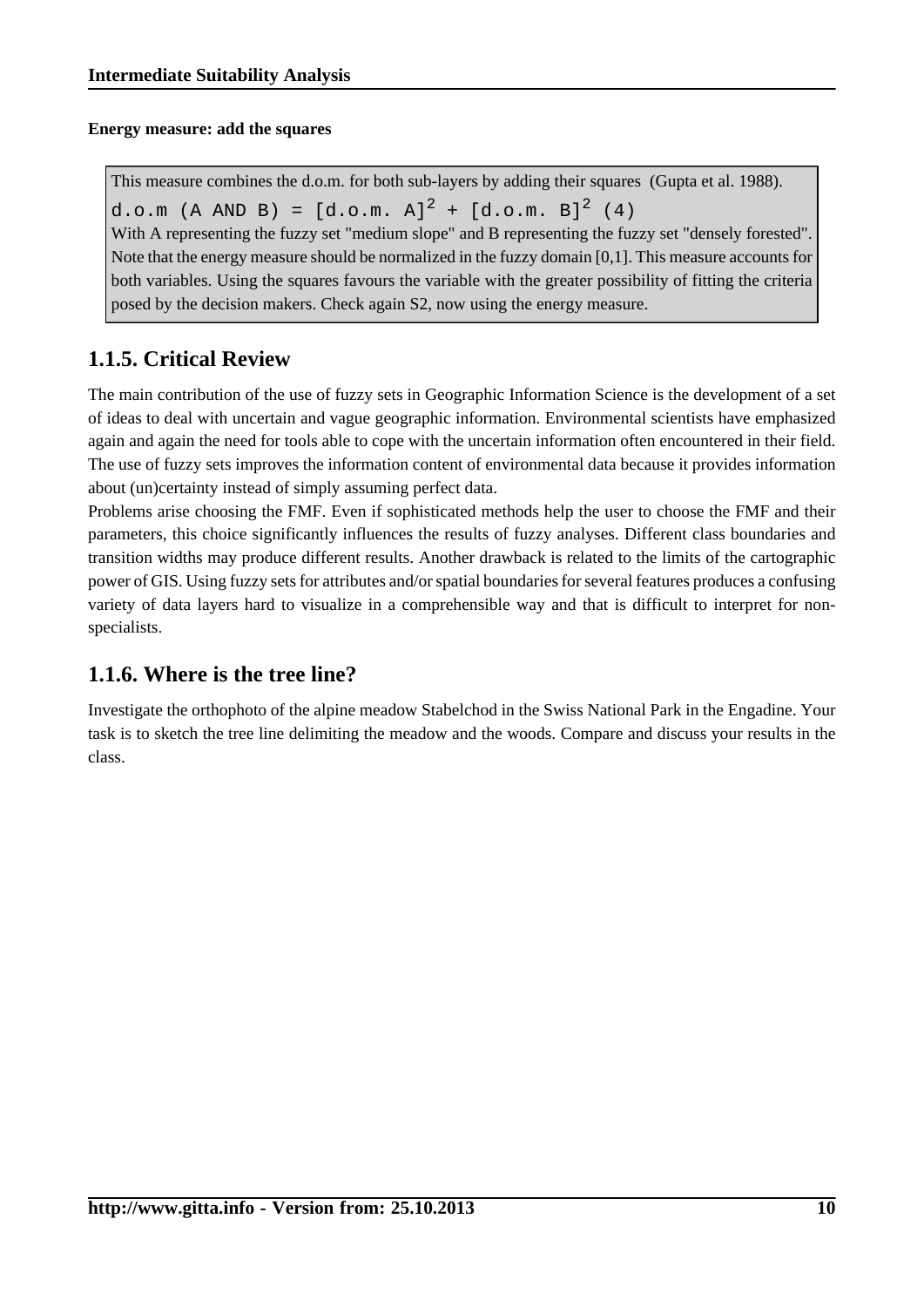**Energy measure: add the squares**

This measure combines the d.o.m. for both sub-layers by adding their squares (Gupta et al. 1988).

$$\text{d.o.m (A AND B)} = [\text{d.o.m. A}]^2 + [\text{d.o.m. B}]^2 \quad (4)$$

With A representing the fuzzy set "medium slope" and B representing the fuzzy set "densely forested". Note that the energy measure should be normalized in the fuzzy domain [0,1]. This measure accounts for both variables. Using the squares favours the variable with the greater possibility of fitting the criteria posed by the decision makers. Check again S2, now using the energy measure.

## 1.1.5. Critical Review

The main contribution of the use of fuzzy sets in Geographic Information Science is the development of a set of ideas to deal with uncertain and vague geographic information. Environmental scientists have emphasized again and again the need for tools able to cope with the uncertain information often encountered in their field. The use of fuzzy sets improves the information content of environmental data because it provides information about (un)certainty instead of simply assuming perfect data.

Problems arise choosing the FMF. Even if sophisticated methods help the user to choose the FMF and their parameters, this choice significantly influences the results of fuzzy analyses. Different class boundaries and transition widths may produce different results. Another drawback is related to the limits of the cartographic power of GIS. Using fuzzy sets for attributes and/or spatial boundaries for several features produces a confusing variety of data layers hard to visualize in a comprehensible way and that is difficult to interpret for non-specialists.

## 1.1.6. Where is the tree line?

Investigate the orthophoto of the alpine meadow Stabelchod in the Swiss National Park in the Engadine. Your task is to sketch the tree line delimiting the meadow and the woods. Compare and discuss your results in the class.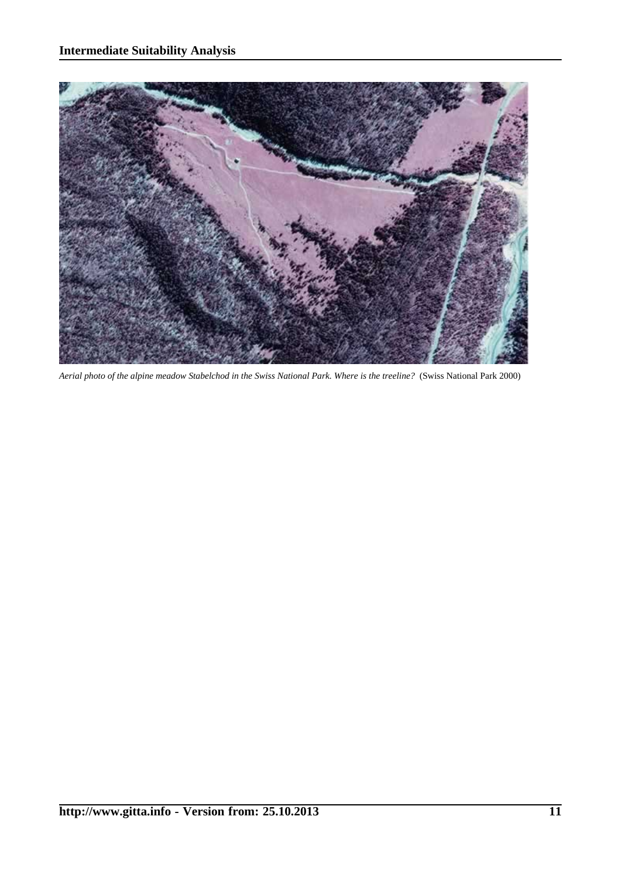*Aerial photo of the alpine meadow Stabelchod in the Swiss National Park. Where is the treeline?* (Swiss National Park 2000)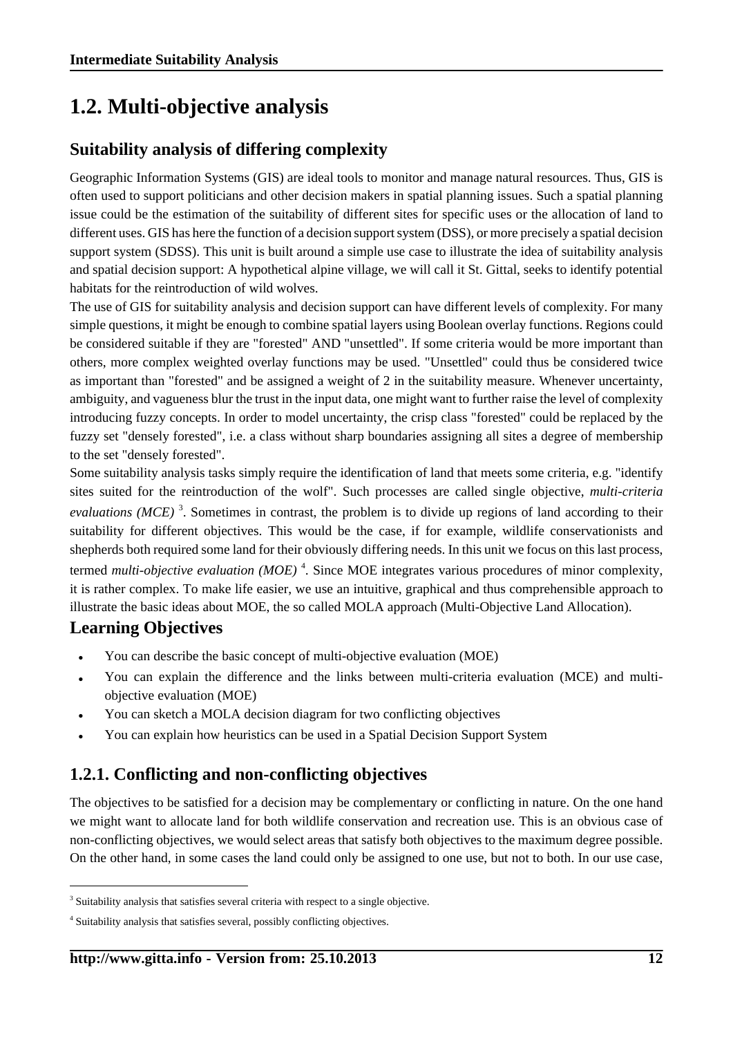## 1.2. Multi-objective analysis

### Suitability analysis of differing complexity

Geographic Information Systems (GIS) are ideal tools to monitor and manage natural resources. Thus, GIS is often used to support politicians and other decision makers in spatial planning issues. Such a spatial planning issue could be the estimation of the suitability of different sites for specific uses or the allocation of land to different uses. GIS has here the function of a decision support system (DSS), or more precisely a spatial decision support system (SDSS). This unit is built around a simple use case to illustrate the idea of suitability analysis and spatial decision support: A hypothetical alpine village, we will call it St. Gittal, seeks to identify potential habitats for the reintroduction of wild wolves.

The use of GIS for suitability analysis and decision support can have different levels of complexity. For many simple questions, it might be enough to combine spatial layers using Boolean overlay functions. Regions could be considered suitable if they are "forested" AND "unsettled". If some criteria would be more important than others, more complex weighted overlay functions may be used. "Unsettled" could thus be considered twice as important than "forested" and be assigned a weight of 2 in the suitability measure. Whenever uncertainty, ambiguity, and vagueness blur the trust in the input data, one might want to further raise the level of complexity introducing fuzzy concepts. In order to model uncertainty, the crisp class "forested" could be replaced by the fuzzy set "densely forested", i.e. a class without sharp boundaries assigning all sites a degree of membership to the set "densely forested".

Some suitability analysis tasks simply require the identification of land that meets some criteria, e.g. "identify sites suited for the reintroduction of the wolf". Such processes are called single objective, *multi-criteria evaluations (MCE)* [3]. Sometimes in contrast, the problem is to divide up regions of land according to their suitability for different objectives. This would be the case, if for example, wildlife conservationists and shepherds both required some land for their obviously differing needs. In this unit we focus on this last process, termed *multi-objective evaluation (MOE)* [4]. Since MOE integrates various procedures of minor complexity, it is rather complex. To make life easier, we use an intuitive, graphical and thus comprehensible approach to illustrate the basic ideas about MOE, the so called MOLA approach (Multi-Objective Land Allocation).

### Learning Objectives

- You can describe the basic concept of multi-objective evaluation (MOE)
- You can explain the difference and the links between multi-criteria evaluation (MCE) and multi-objective evaluation (MOE)
- You can sketch a MOLA decision diagram for two conflicting objectives
- You can explain how heuristics can be used in a Spatial Decision Support System

### 1.2.1. Conflicting and non-conflicting objectives

The objectives to be satisfied for a decision may be complementary or conflicting in nature. On the one hand we might want to allocate land for both wildlife conservation and recreation use. This is an obvious case of non-conflicting objectives, we would select areas that satisfy both objectives to the maximum degree possible. On the other hand, in some cases the land could only be assigned to one use, but not to both. In our use case,

[3] Suitability analysis that satisfies several criteria with respect to a single objective.

[4] Suitability analysis that satisfies several, possibly conflicting objectives.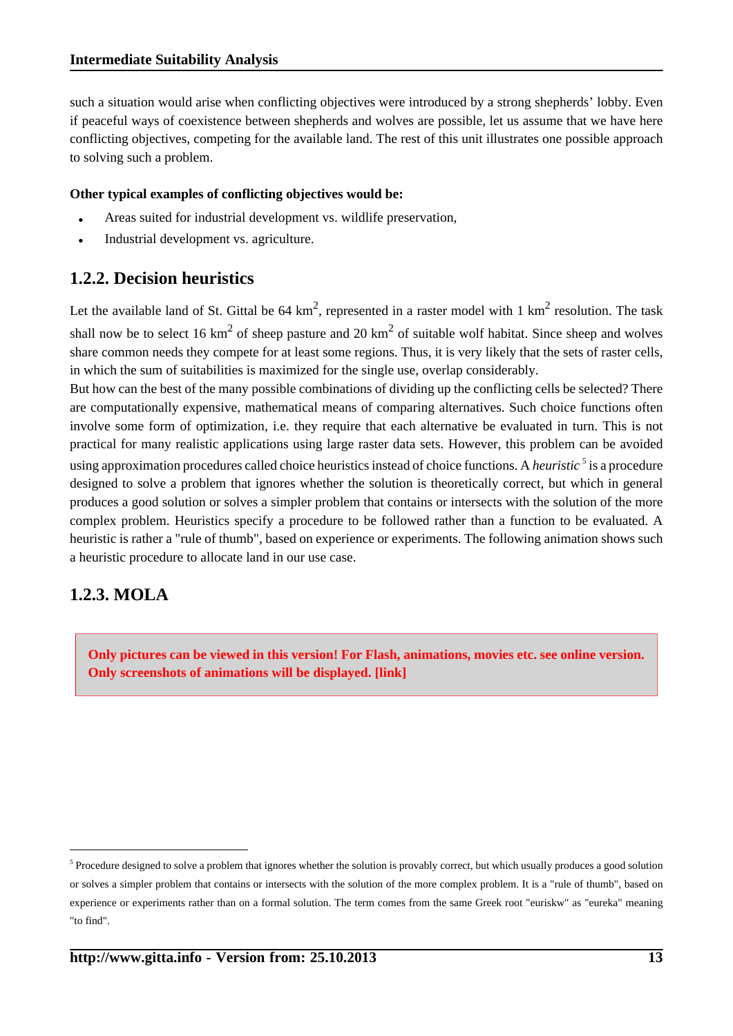such a situation would arise when conflicting objectives were introduced by a strong shepherds' lobby. Even if peaceful ways of coexistence between shepherds and wolves are possible, let us assume that we have here conflicting objectives, competing for the available land. The rest of this unit illustrates one possible approach to solving such a problem.

**Other typical examples of conflicting objectives would be:**

- Areas suited for industrial development vs. wildlife preservation,
- Industrial development vs. agriculture.

## 1.2.2. Decision heuristics

Let the available land of St. Gittal be 64 $km^2$, represented in a raster model with 1 $km^2$ resolution. The task shall now be to select 16 $km^2$ of sheep pasture and 20 $km^2$ of suitable wolf habitat. Since sheep and wolves share common needs they compete for at least some regions. Thus, it is very likely that the sets of raster cells, in which the sum of suitabilities is maximized for the single use, overlap considerably.
But how can the best of the many possible combinations of dividing up the conflicting cells be selected? There are computationally expensive, mathematical means of comparing alternatives. Such choice functions often involve some form of optimization, i.e. they require that each alternative be evaluated in turn. This is not practical for many realistic applications using large raster data sets. However, this problem can be avoided using approximation procedures called choice heuristics instead of choice functions. A *heuristic* [5] is a procedure designed to solve a problem that ignores whether the solution is theoretically correct, but which in general produces a good solution or solves a simpler problem that contains or intersects with the solution of the more complex problem. Heuristics specify a procedure to be followed rather than a function to be evaluated. A heuristic is rather a "rule of thumb", based on experience or experiments. The following animation shows such a heuristic procedure to allocate land in our use case.

## 1.2.3. MOLA

**Only pictures can be viewed in this version! For Flash, animations, movies etc. see online version. Only screenshots of animations will be displayed. [link]**

[5] Procedure designed to solve a problem that ignores whether the solution is provably correct, but which usually produces a good solution or solves a simpler problem that contains or intersects with the solution of the more complex problem. It is a "rule of thumb", based on experience or experiments rather than on a formal solution. The term comes from the same Greek root "euriskw" as "eureka" meaning "to find".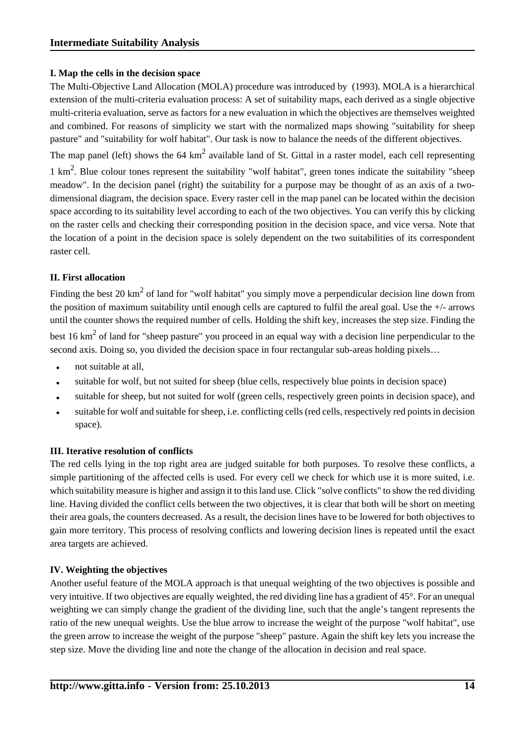## Intermediate Suitability Analysis

### I. Map the cells in the decision space

The Multi-Objective Land Allocation (MOLA) procedure was introduced by (1993). MOLA is a hierarchical extension of the multi-criteria evaluation process: A set of suitability maps, each derived as a single objective multi-criteria evaluation, serve as factors for a new evaluation in which the objectives are themselves weighted and combined. For reasons of simplicity we start with the normalized maps showing "suitability for sheep pasture" and "suitability for wolf habitat". Our task is now to balance the needs of the different objectives.

The map panel (left) shows the 64 $km^2$ available land of St. Gittal in a raster model, each cell representing 1 $km^2$. Blue colour tones represent the suitability "wolf habitat", green tones indicate the suitability "sheep meadow". In the decision panel (right) the suitability for a purpose may be thought of as an axis of a two-dimensional diagram, the decision space. Every raster cell in the map panel can be located within the decision space according to its suitability level according to each of the two objectives. You can verify this by clicking on the raster cells and checking their corresponding position in the decision space, and vice versa. Note that the location of a point in the decision space is solely dependent on the two suitabilities of its correspondent raster cell.

### II. First allocation

Finding the best 20 $km^2$ of land for "wolf habitat" you simply move a perpendicular decision line down from the position of maximum suitability until enough cells are captured to fulfil the areal goal. Use the +/- arrows until the counter shows the required number of cells. Holding the shift key, increases the step size. Finding the best 16 $km^2$ of land for "sheep pasture" you proceed in an equal way with a decision line perpendicular to the second axis. Doing so, you divided the decision space in four rectangular sub-areas holding pixels…

- not suitable at all,
- suitable for wolf, but not suited for sheep (blue cells, respectively blue points in decision space)
- suitable for sheep, but not suited for wolf (green cells, respectively green points in decision space), and
- suitable for wolf and suitable for sheep, i.e. conflicting cells (red cells, respectively red points in decision space).

### III. Iterative resolution of conflicts

The red cells lying in the top right area are judged suitable for both purposes. To resolve these conflicts, a simple partitioning of the affected cells is used. For every cell we check for which use it is more suited, i.e. which suitability measure is higher and assign it to this land use. Click "solve conflicts" to show the red dividing line. Having divided the conflict cells between the two objectives, it is clear that both will be short on meeting their area goals, the counters decreased. As a result, the decision lines have to be lowered for both objectives to gain more territory. This process of resolving conflicts and lowering decision lines is repeated until the exact area targets are achieved.

### IV. Weighting the objectives

Another useful feature of the MOLA approach is that unequal weighting of the two objectives is possible and very intuitive. If two objectives are equally weighted, the red dividing line has a gradient of 45°. For an unequal weighting we can simply change the gradient of the dividing line, such that the angle's tangent represents the ratio of the new unequal weights. Use the blue arrow to increase the weight of the purpose "wolf habitat", use the green arrow to increase the weight of the purpose "sheep" pasture. Again the shift key lets you increase the step size. Move the dividing line and note the change of the allocation in decision and real space.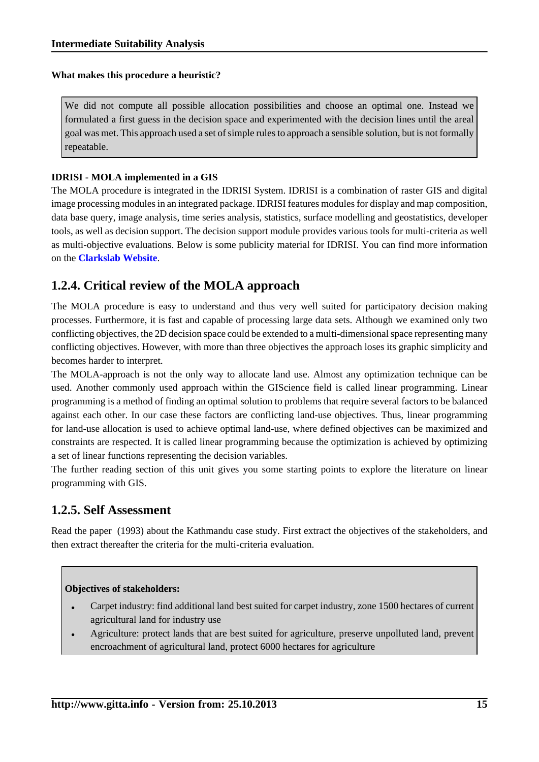**What makes this procedure a heuristic?**

> We did not compute all possible allocation possibilities and choose an optimal one. Instead we formulated a first guess in the decision space and experimented with the decision lines until the areal goal was met. This approach used a set of simple rules to approach a sensible solution, but is not formally repeatable.

**IDRISI - MOLA implemented in a GIS**

The MOLA procedure is integrated in the IDRISI System. IDRISI is a combination of raster GIS and digital image processing modules in an integrated package. IDRISI features modules for display and map composition, data base query, image analysis, time series analysis, statistics, surface modelling and geostatistics, developer tools, as well as decision support. The decision support module provides various tools for multi-criteria as well as multi-objective evaluations. Below is some publicity material for IDRISI. You can find more information on the **Clarkslab Website**.

## 1.2.4. Critical review of the MOLA approach

The MOLA procedure is easy to understand and thus very well suited for participatory decision making processes. Furthermore, it is fast and capable of processing large data sets. Although we examined only two conflicting objectives, the 2D decision space could be extended to a multi-dimensional space representing many conflicting objectives. However, with more than three objectives the approach loses its graphic simplicity and becomes harder to interpret.

The MOLA-approach is not the only way to allocate land use. Almost any optimization technique can be used. Another commonly used approach within the GIScience field is called linear programming. Linear programming is a method of finding an optimal solution to problems that require several factors to be balanced against each other. In our case these factors are conflicting land-use objectives. Thus, linear programming for land-use allocation is used to achieve optimal land-use, where defined objectives can be maximized and constraints are respected. It is called linear programming because the optimization is achieved by optimizing a set of linear functions representing the decision variables.

The further reading section of this unit gives you some starting points to explore the literature on linear programming with GIS.

## 1.2.5. Self Assessment

Read the paper  (1993) about the Kathmandu case study. First extract the objectives of the stakeholders, and then extract thereafter the criteria for the multi-criteria evaluation.

> **Objectives of stakeholders:**
>
> - Carpet industry: find additional land best suited for carpet industry, zone 1500 hectares of current agricultural land for industry use
> - Agriculture: protect lands that are best suited for agriculture, preserve unpolluted land, prevent encroachment of agricultural land, protect 6000 hectares for agriculture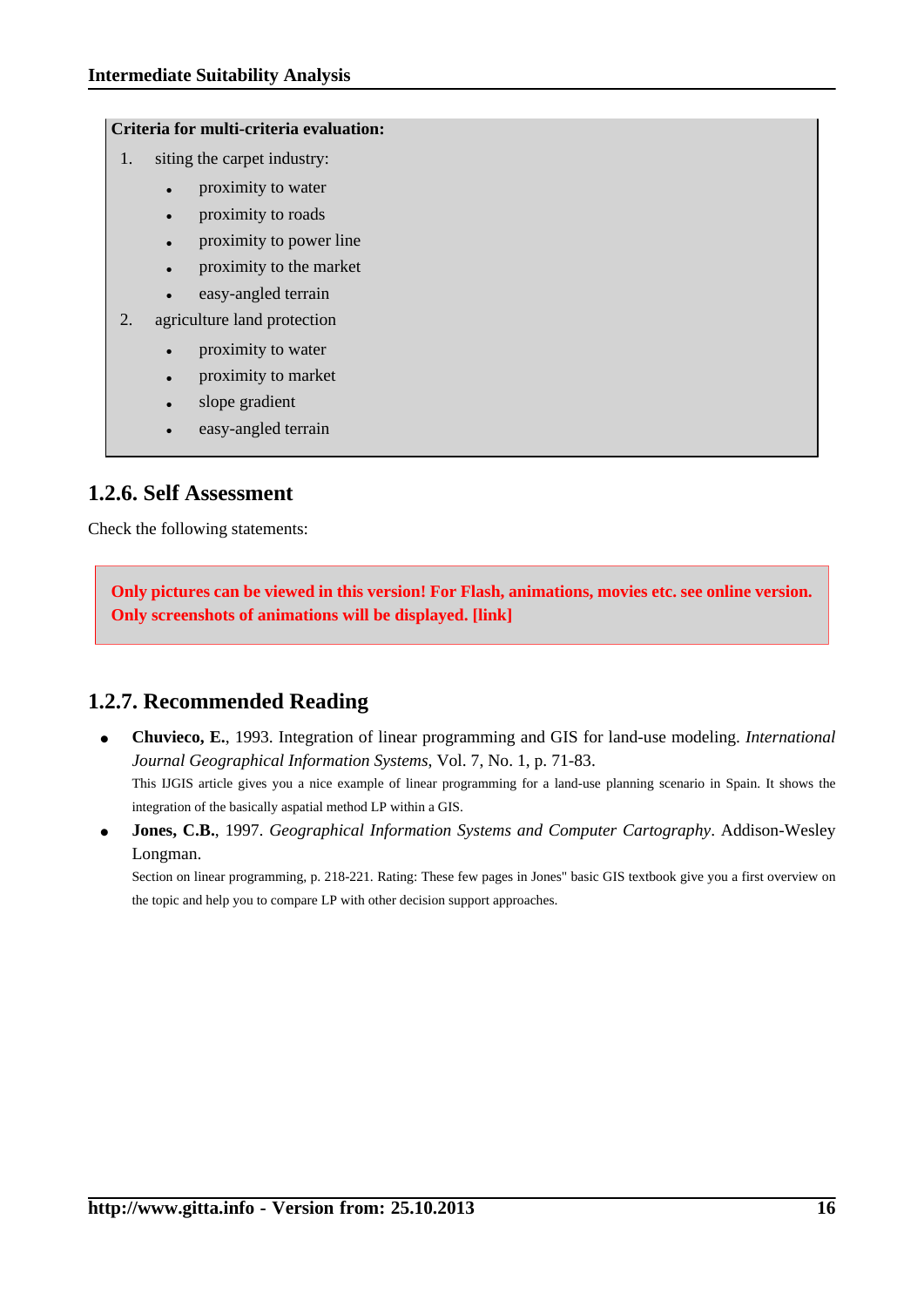**Criteria for multi-criteria evaluation:**

1. siting the carpet industry:
    - proximity to water
    - proximity to roads
    - proximity to power line
    - proximity to the market
    - easy-angled terrain
2. agriculture land protection
    - proximity to water
    - proximity to market
    - slope gradient
    - easy-angled terrain

### 1.2.6. Self Assessment

Check the following statements:

**Only pictures can be viewed in this version! For Flash, animations, movies etc. see online version. Only screenshots of animations will be displayed. [link]**

### 1.2.7. Recommended Reading

- **Chuvieco, E.**, 1993. Integration of linear programming and GIS for land-use modeling. *International Journal Geographical Information Systems*, Vol. 7, No. 1, p. 71-83.
  This IJGIS article gives you a nice example of linear programming for a land-use planning scenario in Spain. It shows the integration of the basically aspatial method LP within a GIS.
- **Jones, C.B.**, 1997. *Geographical Information Systems and Computer Cartography*. Addison-Wesley Longman.
  Section on linear programming, p. 218-221. Rating: These few pages in Jones" basic GIS textbook give you a first overview on the topic and help you to compare LP with other decision support approaches.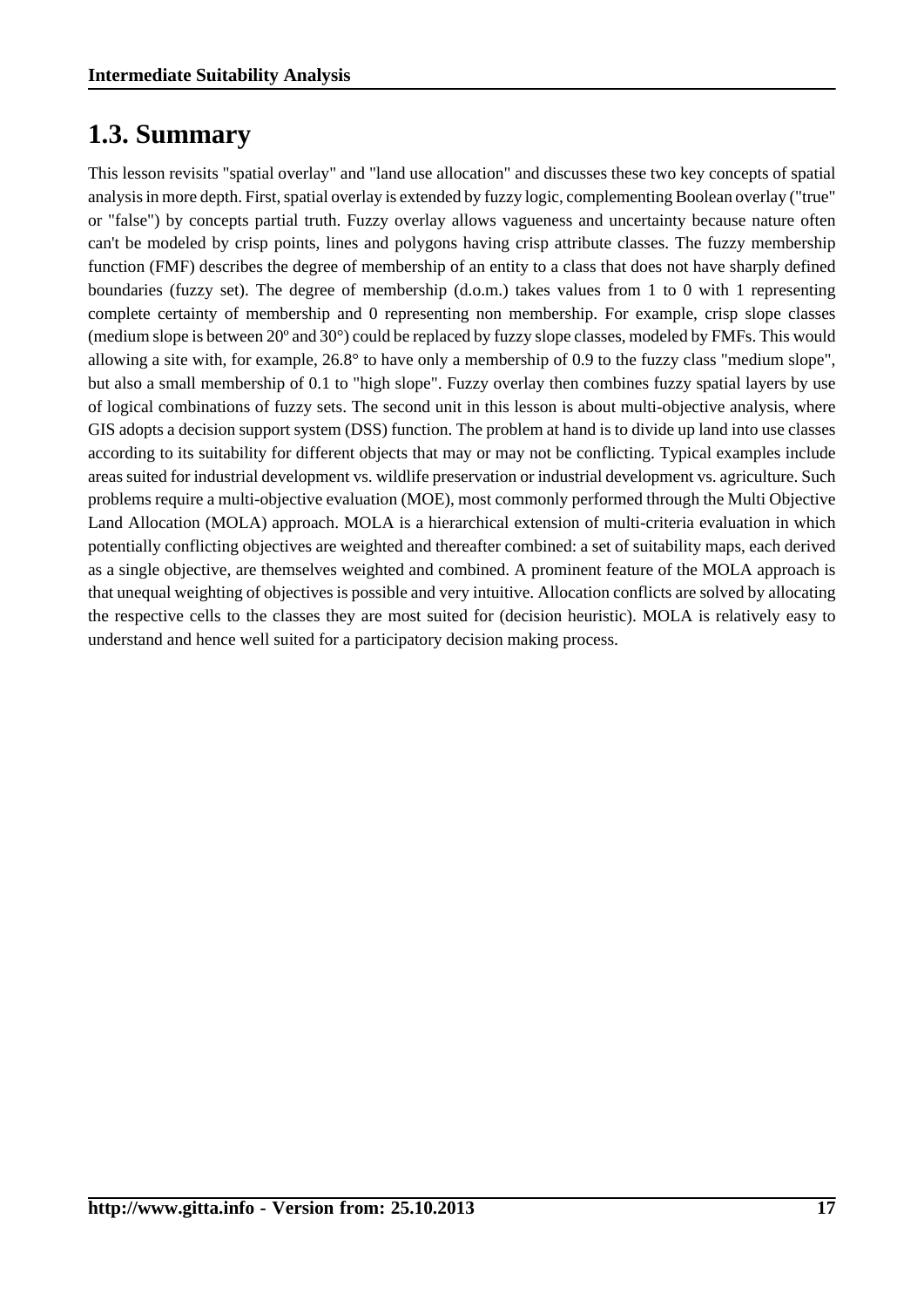## 1.3. Summary

This lesson revisits "spatial overlay" and "land use allocation" and discusses these two key concepts of spatial analysis in more depth. First, spatial overlay is extended by fuzzy logic, complementing Boolean overlay ("true" or "false") by concepts partial truth. Fuzzy overlay allows vagueness and uncertainty because nature often can't be modeled by crisp points, lines and polygons having crisp attribute classes. The fuzzy membership function (FMF) describes the degree of membership of an entity to a class that does not have sharply defined boundaries (fuzzy set). The degree of membership (d.o.m.) takes values from 1 to 0 with 1 representing complete certainty of membership and 0 representing non membership. For example, crisp slope classes (medium slope is between 20º and 30°) could be replaced by fuzzy slope classes, modeled by FMFs. This would allowing a site with, for example, 26.8° to have only a membership of 0.9 to the fuzzy class "medium slope", but also a small membership of 0.1 to "high slope". Fuzzy overlay then combines fuzzy spatial layers by use of logical combinations of fuzzy sets. The second unit in this lesson is about multi-objective analysis, where GIS adopts a decision support system (DSS) function. The problem at hand is to divide up land into use classes according to its suitability for different objects that may or may not be conflicting. Typical examples include areas suited for industrial development vs. wildlife preservation or industrial development vs. agriculture. Such problems require a multi-objective evaluation (MOE), most commonly performed through the Multi Objective Land Allocation (MOLA) approach. MOLA is a hierarchical extension of multi-criteria evaluation in which potentially conflicting objectives are weighted and thereafter combined: a set of suitability maps, each derived as a single objective, are themselves weighted and combined. A prominent feature of the MOLA approach is that unequal weighting of objectives is possible and very intuitive. Allocation conflicts are solved by allocating the respective cells to the classes they are most suited for (decision heuristic). MOLA is relatively easy to understand and hence well suited for a participatory decision making process.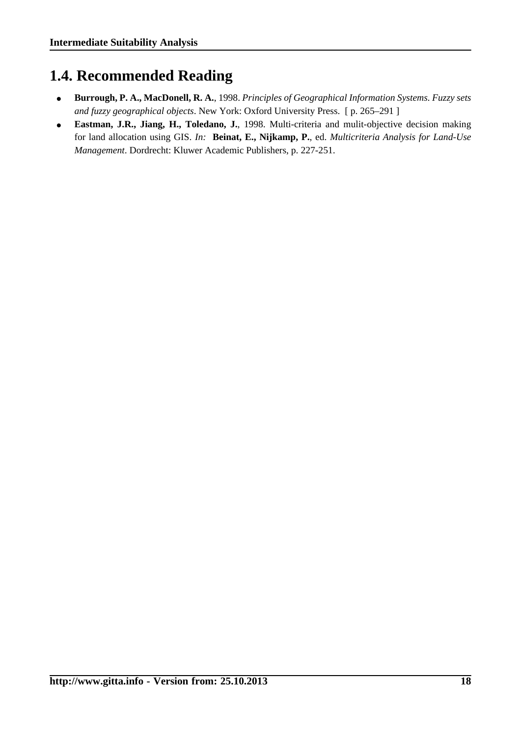## 1.4. Recommended Reading

- **Burrough, P. A., MacDonell, R. A.**, 1998. *Principles of Geographical Information Systems. Fuzzy sets and fuzzy geographical objects*. New York: Oxford University Press. [ p. 265–291 ]
- **Eastman, J.R., Jiang, H., Toledano, J.**, 1998. Multi-criteria and mulit-objective decision making for land allocation using GIS. *In:* **Beinat, E., Nijkamp, P.**, ed. *Multicriteria Analysis for Land-Use Management*. Dordrecht: Kluwer Academic Publishers, p. 227-251.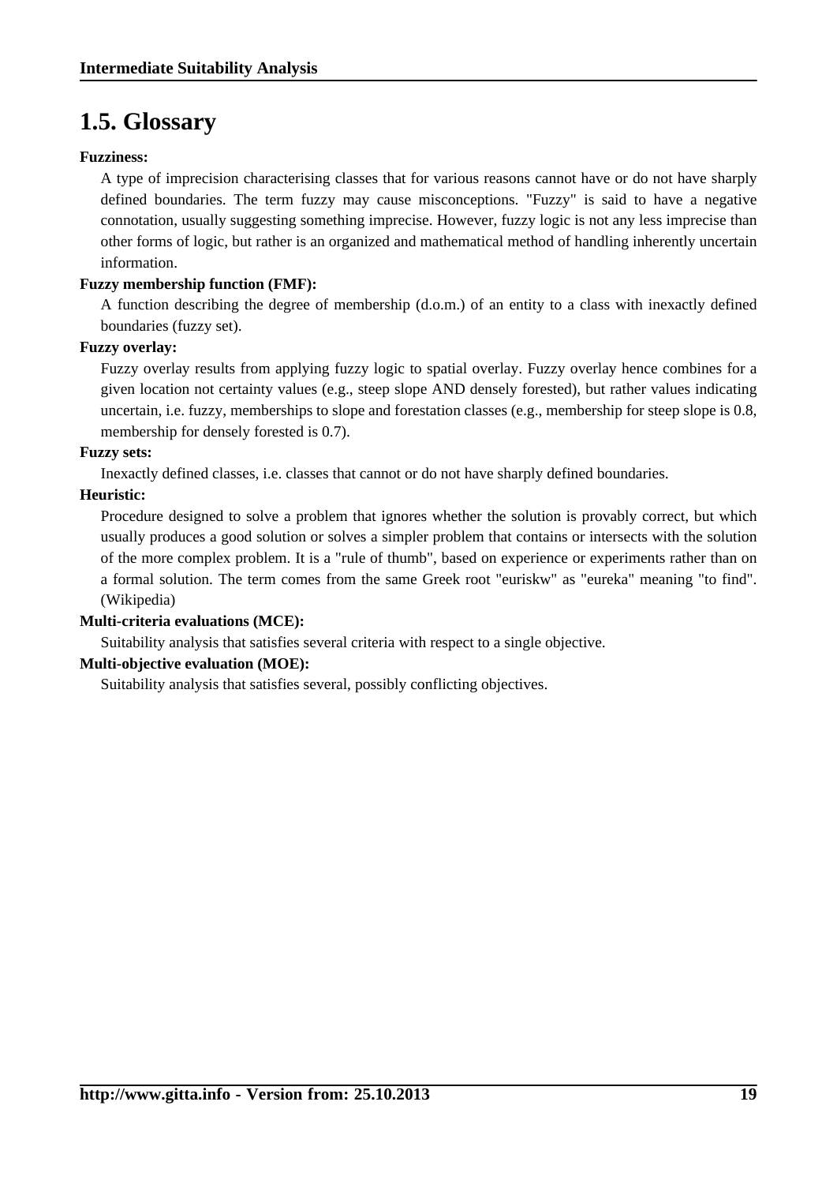## 1.5. Glossary

**Fuzziness:**

A type of imprecision characterising classes that for various reasons cannot have or do not have sharply defined boundaries. The term fuzzy may cause misconceptions. "Fuzzy" is said to have a negative connotation, usually suggesting something imprecise. However, fuzzy logic is not any less imprecise than other forms of logic, but rather is an organized and mathematical method of handling inherently uncertain information.

**Fuzzy membership function (FMF):**

A function describing the degree of membership (d.o.m.) of an entity to a class with inexactly defined boundaries (fuzzy set).

**Fuzzy overlay:**

Fuzzy overlay results from applying fuzzy logic to spatial overlay. Fuzzy overlay hence combines for a given location not certainty values (e.g., steep slope AND densely forested), but rather values indicating uncertain, i.e. fuzzy, memberships to slope and forestation classes (e.g., membership for steep slope is 0.8, membership for densely forested is 0.7).

**Fuzzy sets:**

Inexactly defined classes, i.e. classes that cannot or do not have sharply defined boundaries.

**Heuristic:**

Procedure designed to solve a problem that ignores whether the solution is provably correct, but which usually produces a good solution or solves a simpler problem that contains or intersects with the solution of the more complex problem. It is a "rule of thumb", based on experience or experiments rather than on a formal solution. The term comes from the same Greek root "euriskw" as "eureka" meaning "to find". (Wikipedia)

**Multi-criteria evaluations (MCE):**

Suitability analysis that satisfies several criteria with respect to a single objective.

**Multi-objective evaluation (MOE):**

Suitability analysis that satisfies several, possibly conflicting objectives.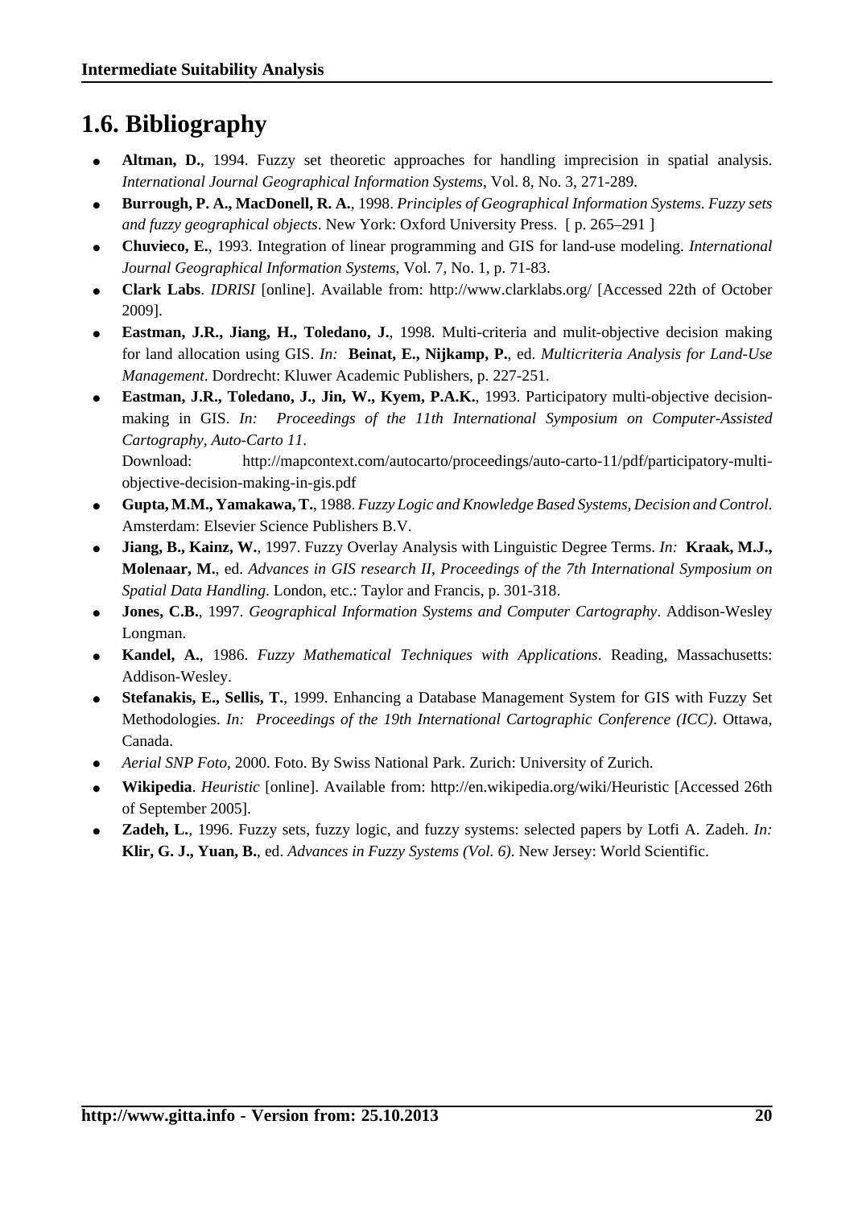## 1.6. Bibliography

- **Altman, D.**, 1994. Fuzzy set theoretic approaches for handling imprecision in spatial analysis. *International Journal Geographical Information Systems*, Vol. 8, No. 3, 271-289.
- **Burrough, P. A., MacDonell, R. A.**, 1998. *Principles of Geographical Information Systems. Fuzzy sets and fuzzy geographical objects*. New York: Oxford University Press. [ p. 265–291 ]
- **Chuvieco, E.**, 1993. Integration of linear programming and GIS for land-use modeling. *International Journal Geographical Information Systems*, Vol. 7, No. 1, p. 71-83.
- **Clark Labs**. *IDRISI* [online]. Available from: http://www.clarklabs.org/ [Accessed 22th of October 2009].
- **Eastman, J.R., Jiang, H., Toledano, J.**, 1998. Multi-criteria and mulit-objective decision making for land allocation using GIS. *In:* **Beinat, E., Nijkamp, P.**, ed. *Multicriteria Analysis for Land-Use Management*. Dordrecht: Kluwer Academic Publishers, p. 227-251.
- **Eastman, J.R., Toledano, J., Jin, W., Kyem, P.A.K.**, 1993. Participatory multi-objective decision-making in GIS. *In: Proceedings of the 11th International Symposium on Computer-Assisted Cartography, Auto-Carto 11*.
  Download: http://mapcontext.com/autocarto/proceedings/auto-carto-11/pdf/participatory-multi-objective-decision-making-in-gis.pdf
- **Gupta, M.M., Yamakawa, T.**, 1988. *Fuzzy Logic and Knowledge Based Systems, Decision and Control*. Amsterdam: Elsevier Science Publishers B.V.
- **Jiang, B., Kainz, W.**, 1997. Fuzzy Overlay Analysis with Linguistic Degree Terms. *In:* **Kraak, M.J., Molenaar, M.**, ed. *Advances in GIS research II, Proceedings of the 7th International Symposium on Spatial Data Handling*. London, etc.: Taylor and Francis, p. 301-318.
- **Jones, C.B.**, 1997. *Geographical Information Systems and Computer Cartography*. Addison-Wesley Longman.
- **Kandel, A.**, 1986. *Fuzzy Mathematical Techniques with Applications*. Reading, Massachusetts: Addison-Wesley.
- **Stefanakis, E., Sellis, T.**, 1999. Enhancing a Database Management System for GIS with Fuzzy Set Methodologies. *In: Proceedings of the 19th International Cartographic Conference (ICC)*. Ottawa, Canada.
- *Aerial SNP Foto*, 2000. Foto. By Swiss National Park. Zurich: University of Zurich.
- **Wikipedia**. *Heuristic* [online]. Available from: http://en.wikipedia.org/wiki/Heuristic [Accessed 26th of September 2005].
- **Zadeh, L.**, 1996. Fuzzy sets, fuzzy logic, and fuzzy systems: selected papers by Lotfi A. Zadeh. *In:* **Klir, G. J., Yuan, B.**, ed. *Advances in Fuzzy Systems (Vol. 6)*. New Jersey: World Scientific.